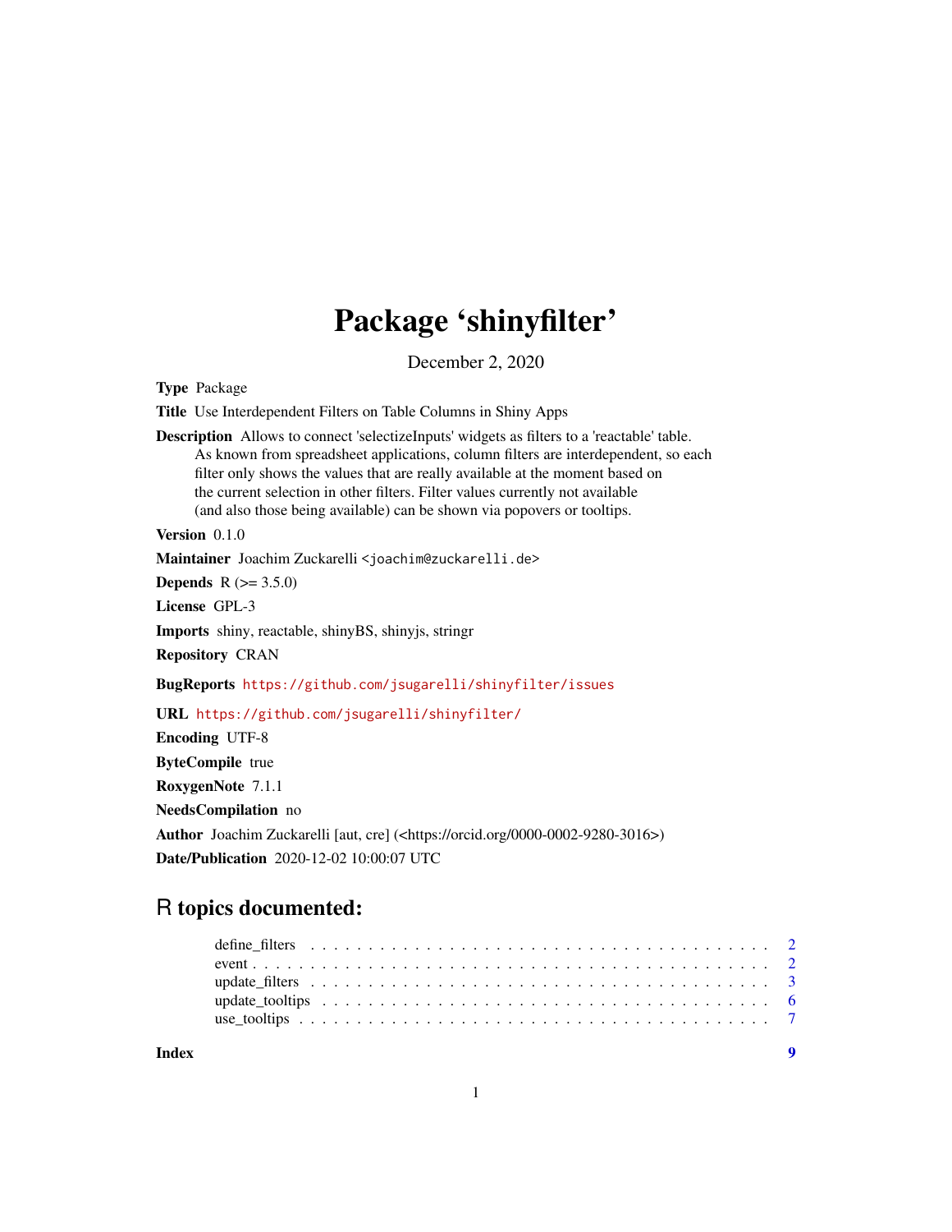# Package 'shinyfilter'

December 2, 2020

**Type** Package

**Title** Use Interdependent Filters on Table Columns in Shiny Apps

**Description** Allows to connect 'selectizeInputs' widgets as filters to a 'reactable' table.
As known from spreadsheet applications, column filters are interdependent, so each
filter only shows the values that are really available at the moment based on
the current selection in other filters. Filter values currently not available
(and also those being available) can be shown via popovers or tooltips.

**Version** 0.1.0

**Maintainer** Joachim Zuckarelli <joachim@zuckarelli.de>

**Depends** R (>= 3.5.0)

**License** GPL-3

**Imports** shiny, reactable, shinyBS, shinyjs, stringr

**Repository** CRAN

**BugReports** https://github.com/jsugarelli/shinyfilter/issues

**URL** https://github.com/jsugarelli/shinyfilter/

**Encoding** UTF-8

**ByteCompile** true

**RoxygenNote** 7.1.1

**NeedsCompilation** no

**Author** Joachim Zuckarelli [aut, cre] (<https://orcid.org/0000-0002-9280-3016>)

**Date/Publication** 2020-12-02 10:00:07 UTC

## R topics documented:

| | |
|---|---|
| define_filters | 2 |
| event | 2 |
| update_filters | 3 |
| update_tooltips | 6 |
| use_tooltips | 7 |
| **Index** | **9** |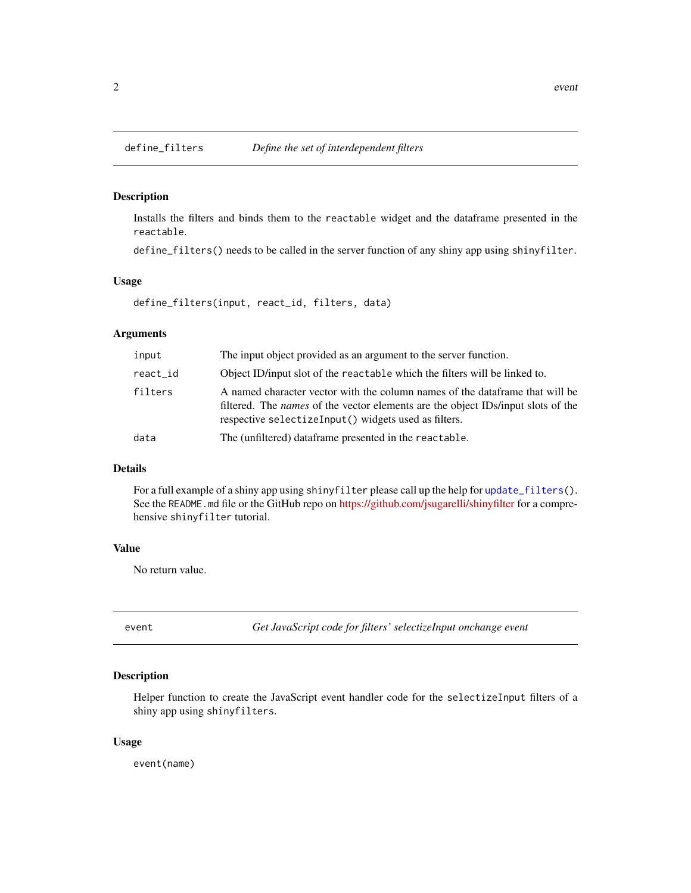## define_filters *Define the set of interdependent filters*

### Description

Installs the filters and binds them to the `reactable` widget and the dataframe presented in the `reactable`.

`define_filters()` needs to be called in the server function of any shiny app using `shinyfilter`.

### Usage

```
define_filters(input, react_id, filters, data)
```

### Arguments

| | |
|---|---|
| `input` | The input object provided as an argument to the server function. |
| `react_id` | Object ID/input slot of the `reactable` which the filters will be linked to. |
| `filters` | A named character vector with the column names of the dataframe that will be filtered. The *names* of the vector elements are the object IDs/input slots of the respective `selectizeInput()` widgets used as filters. |
| `data` | The (unfiltered) dataframe presented in the `reactable`. |

### Details

For a full example of a shiny app using `shinyfilter` please call up the help for `update_filters()`. See the `README.md` file or the GitHub repo on https://github.com/jsugarelli/shinyfilter for a comprehensive `shinyfilter` tutorial.

### Value

No return value.

## event *Get JavaScript code for filters' selectizeInput onchange event*

### Description

Helper function to create the JavaScript event handler code for the `selectizeInput` filters of a shiny app using `shinyfilters`.

### Usage

```
event(name)
```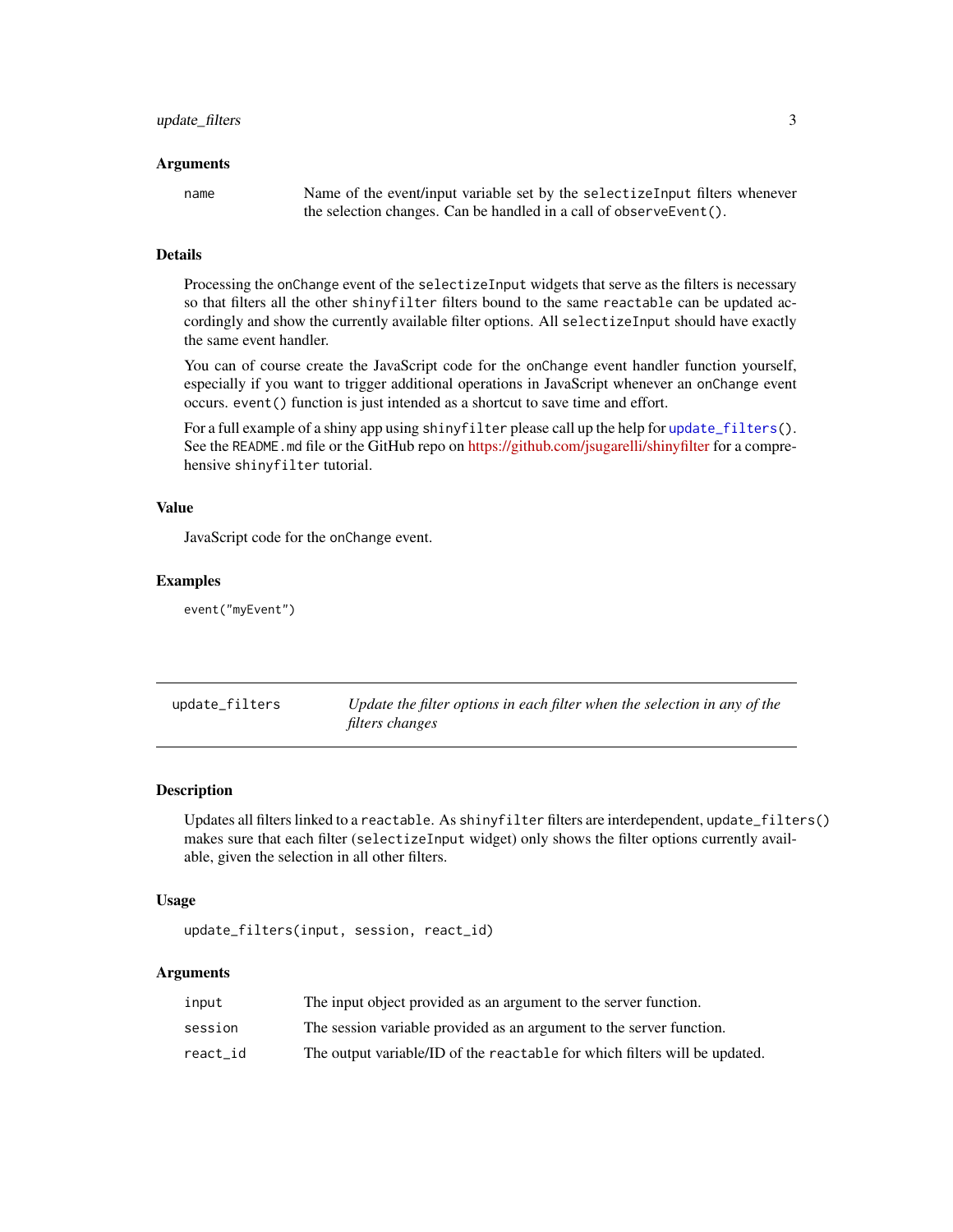### Arguments

| | |
|---|---|
| `name` | Name of the event/input variable set by the `selectizeInput` filters whenever the selection changes. Can be handled in a call of `observeEvent()`. |

### Details

Processing the `onChange` event of the `selectizeInput` widgets that serve as the filters is necessary so that filters all the other `shinyfilter` filters bound to the same `reactable` can be updated accordingly and show the currently available filter options. All `selectizeInput` should have exactly the same event handler.

You can of course create the JavaScript code for the `onChange` event handler function yourself, especially if you want to trigger additional operations in JavaScript whenever an `onChange` event occurs. `event()` function is just intended as a shortcut to save time and effort.

For a full example of a shiny app using `shinyfilter` please call up the help for `update_filters()`. See the `README.md` file or the GitHub repo on https://github.com/jsugarelli/shinyfilter for a comprehensive `shinyfilter` tutorial.

### Value

JavaScript code for the `onChange` event.

### Examples

```
event("myEvent")
```

---

## `update_filters` *Update the filter options in each filter when the selection in any of the filters changes*

---

### Description

Updates all filters linked to a `reactable`. As `shinyfilter` filters are interdependent, `update_filters()` makes sure that each filter (`selectizeInput` widget) only shows the filter options currently available, given the selection in all other filters.

### Usage

```
update_filters(input, session, react_id)
```

### Arguments

| | |
|---|---|
| `input` | The input object provided as an argument to the server function. |
| `session` | The session variable provided as an argument to the server function. |
| `react_id` | The output variable/ID of the `reactable` for which filters will be updated. |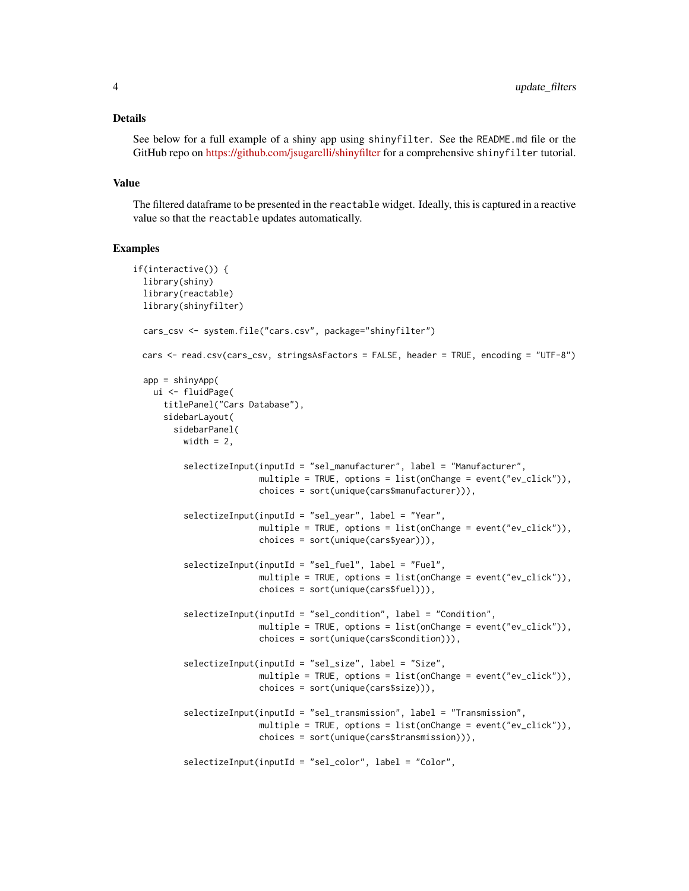## Details

See below for a full example of a shiny app using `shinyfilter`. See the `README.md` file or the GitHub repo on https://github.com/jsugarelli/shinyfilter for a comprehensive `shinyfilter` tutorial.

## Value

The filtered dataframe to be presented in the `reactable` widget. Ideally, this is captured in a reactive value so that the `reactable` updates automatically.

## Examples

```
if(interactive()) {
  library(shiny)
  library(reactable)
  library(shinyfilter)

  cars_csv <- system.file("cars.csv", package="shinyfilter")

  cars <- read.csv(cars_csv, stringsAsFactors = FALSE, header = TRUE, encoding = "UTF-8")

  app = shinyApp(
    ui <- fluidPage(
      titlePanel("Cars Database"),
      sidebarLayout(
        sidebarPanel(
          width = 2,

          selectizeInput(inputId = "sel_manufacturer", label = "Manufacturer",
                         multiple = TRUE, options = list(onChange = event("ev_click")),
                         choices = sort(unique(cars$manufacturer))),

          selectizeInput(inputId = "sel_year", label = "Year",
                         multiple = TRUE, options = list(onChange = event("ev_click")),
                         choices = sort(unique(cars$year))),

          selectizeInput(inputId = "sel_fuel", label = "Fuel",
                         multiple = TRUE, options = list(onChange = event("ev_click")),
                         choices = sort(unique(cars$fuel))),

          selectizeInput(inputId = "sel_condition", label = "Condition",
                         multiple = TRUE, options = list(onChange = event("ev_click")),
                         choices = sort(unique(cars$condition))),

          selectizeInput(inputId = "sel_size", label = "Size",
                         multiple = TRUE, options = list(onChange = event("ev_click")),
                         choices = sort(unique(cars$size))),

          selectizeInput(inputId = "sel_transmission", label = "Transmission",
                         multiple = TRUE, options = list(onChange = event("ev_click")),
                         choices = sort(unique(cars$transmission))),

          selectizeInput(inputId = "sel_color", label = "Color",
```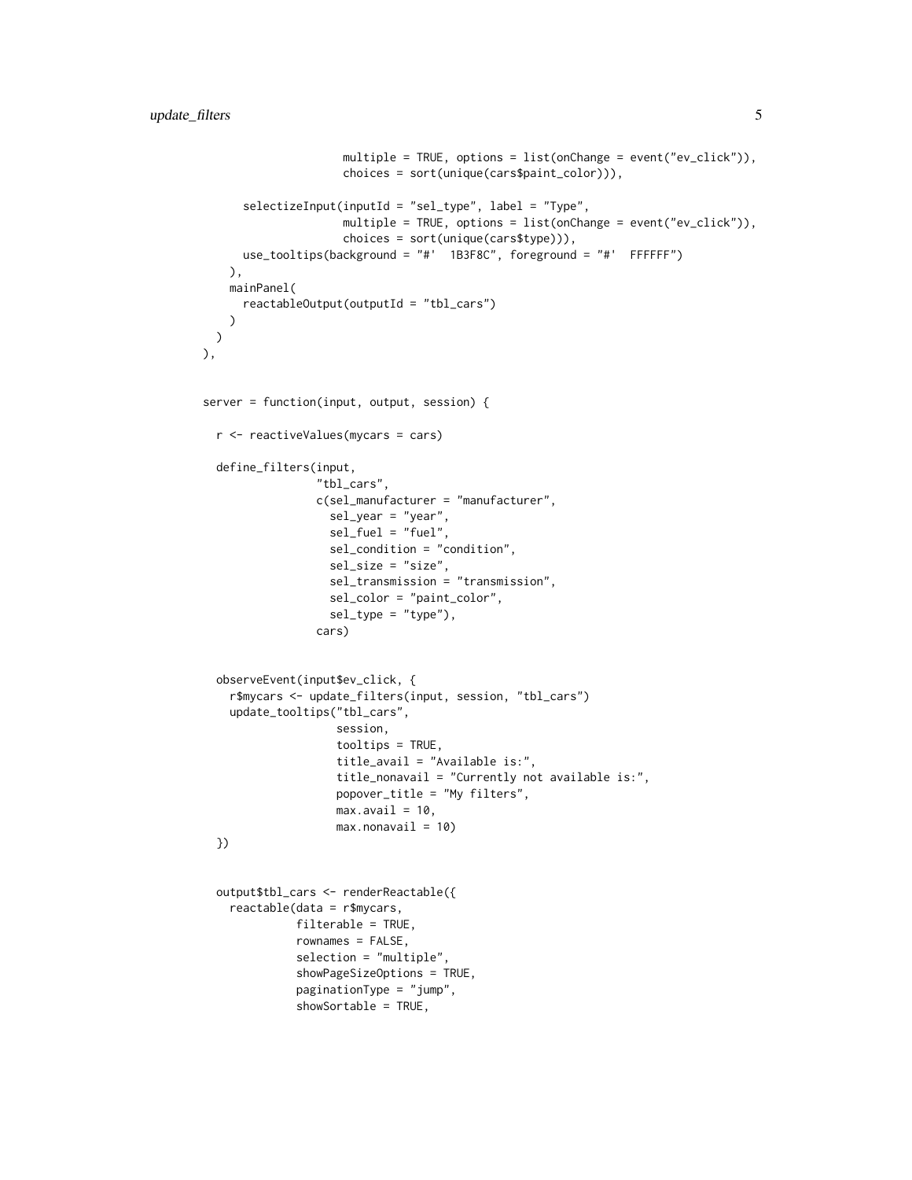```
                    multiple = TRUE, options = list(onChange = event("ev_click")),
                    choices = sort(unique(cars$paint_color))),

      selectizeInput(inputId = "sel_type", label = "Type",
                    multiple = TRUE, options = list(onChange = event("ev_click")),
                    choices = sort(unique(cars$type))),
      use_tooltips(background = "#'  1B3F8C", foreground = "#'  FFFFFF")
    ),
    mainPanel(
      reactableOutput(outputId = "tbl_cars")
    )
  )
),


server = function(input, output, session) {

  r <- reactiveValues(mycars = cars)

  define_filters(input,
                "tbl_cars",
                c(sel_manufacturer = "manufacturer",
                  sel_year = "year",
                  sel_fuel = "fuel",
                  sel_condition = "condition",
                  sel_size = "size",
                  sel_transmission = "transmission",
                  sel_color = "paint_color",
                  sel_type = "type"),
                cars)


  observeEvent(input$ev_click, {
    r$mycars <- update_filters(input, session, "tbl_cars")
    update_tooltips("tbl_cars",
                   session,
                   tooltips = TRUE,
                   title_avail = "Available is:",
                   title_nonavail = "Currently not available is:",
                   popover_title = "My filters",
                   max_avail = 10,
                   max_nonavail = 10)
  })


  output$tbl_cars <- renderReactable({
    reactable(data = r$mycars,
             filterable = TRUE,
             rownames = FALSE,
             selection = "multiple",
             showPageSizeOptions = TRUE,
             paginationType = "jump",
             showSortable = TRUE,
```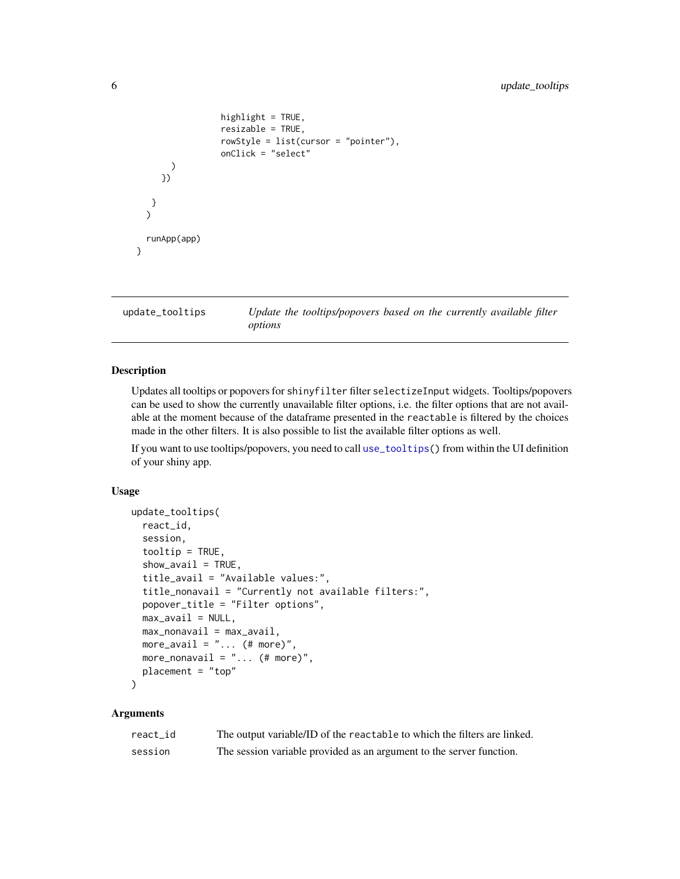```
                  highlight = TRUE,
                  resizable = TRUE,
                  rowStyle = list(cursor = "pointer"),
                  onClick = "select"
        )
      })

    }
  )

  runApp(app)
}
```

## update_tooltips — *Update the tooltips/popovers based on the currently available filter options*

### Description

Updates all tooltips or popovers for `shinyfilter` filter `selectizeInput` widgets. Tooltips/popovers can be used to show the currently unavailable filter options, i.e. the filter options that are not available at the moment because of the dataframe presented in the `reactable` is filtered by the choices made in the other filters. It is also possible to list the available filter options as well.

If you want to use tooltips/popovers, you need to call `use_tooltips()` from within the UI definition of your shiny app.

### Usage

```
update_tooltips(
  react_id,
  session,
  tooltip = TRUE,
  show_avail = TRUE,
  title_avail = "Available values:",
  title_nonavail = "Currently not available filters:",
  popover_title = "Filter options",
  max_avail = NULL,
  max_nonavail = max_avail,
  more_avail = "... (# more)",
  more_nonavail = "... (# more)",
  placement = "top"
)
```

### Arguments

| | |
|---|---|
| `react_id` | The output variable/ID of the `reactable` to which the filters are linked. |
| `session` | The session variable provided as an argument to the server function. |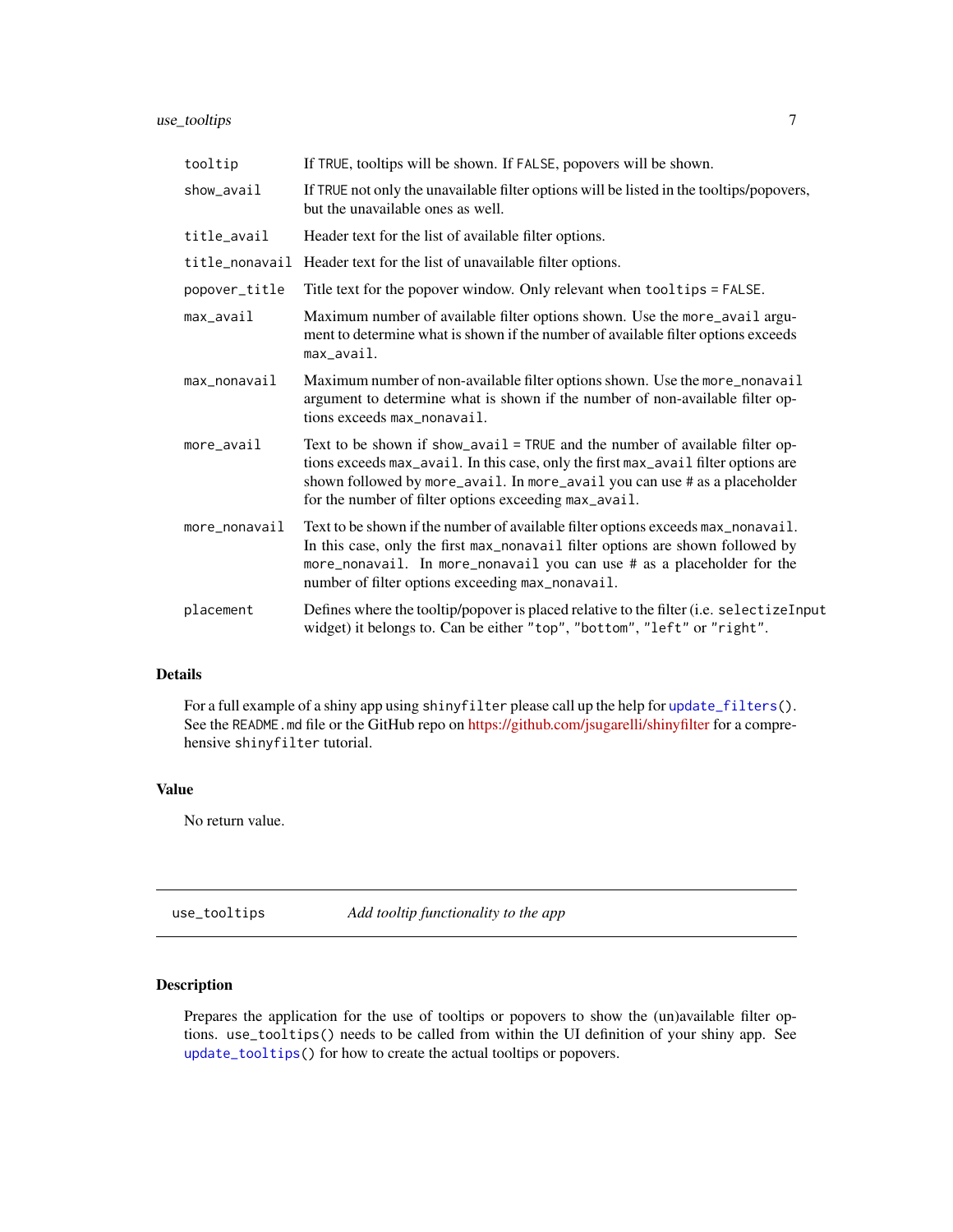| | |
|---|---|
| `tooltip` | If `TRUE`, tooltips will be shown. If `FALSE`, popovers will be shown. |
| `show_avail` | If `TRUE` not only the unavailable filter options will be listed in the tooltips/popovers, but the unavailable ones as well. |
| `title_avail` | Header text for the list of available filter options. |
| `title_nonavail` | Header text for the list of unavailable filter options. |
| `popover_title` | Title text for the popover window. Only relevant when `tooltips = FALSE`. |
| `max_avail` | Maximum number of available filter options shown. Use the `more_avail` argument to determine what is shown if the number of available filter options exceeds `max_avail`. |
| `max_nonavail` | Maximum number of non-available filter options shown. Use the `more_nonavail` argument to determine what is shown if the number of non-available filter options exceeds `max_nonavail`. |
| `more_avail` | Text to be shown if `show_avail = TRUE` and the number of available filter options exceeds `max_avail`. In this case, only the first `max_avail` filter options are shown followed by `more_avail`. In `more_avail` you can use `#` as a placeholder for the number of filter options exceeding `max_avail`. |
| `more_nonavail` | Text to be shown if the number of available filter options exceeds `max_nonavail`. In this case, only the first `max_nonavail` filter options are shown followed by `more_nonavail`. In `more_nonavail` you can use `#` as a placeholder for the number of filter options exceeding `max_nonavail`. |
| `placement` | Defines where the tooltip/popover is placed relative to the filter (i.e. `selectizeInput` widget) it belongs to. Can be either `"top"`, `"bottom"`, `"left"` or `"right"`. |

## Details

For a full example of a shiny app using `shinyfilter` please call up the help for `update_filters()`. See the `README.md` file or the GitHub repo on https://github.com/jsugarelli/shinyfilter for a comprehensive `shinyfilter` tutorial.

## Value

No return value.

---

# `use_tooltips` *Add tooltip functionality to the app*

## Description

Prepares the application for the use of tooltips or popovers to show the (un)available filter options. `use_tooltips()` needs to be called from within the UI definition of your shiny app. See `update_tooltips()` for how to create the actual tooltips or popovers.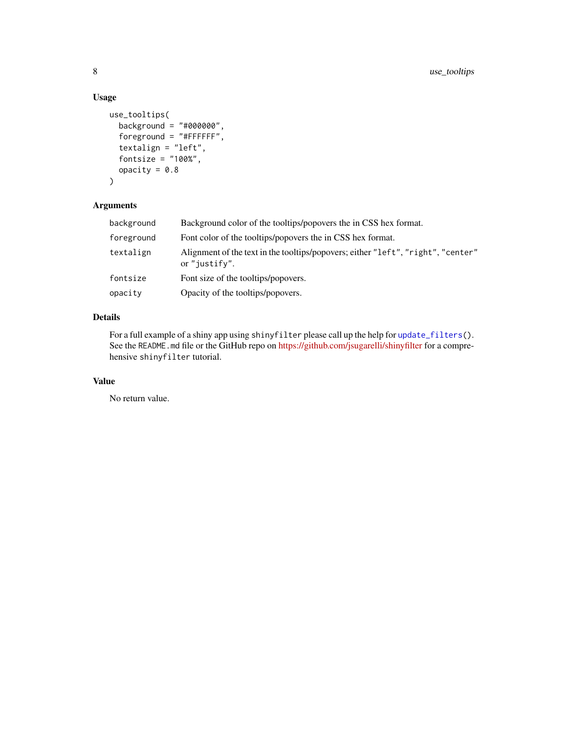## Usage

```
use_tooltips(
  background = "#000000",
  foreground = "#FFFFFF",
  textalign = "left",
  fontsize = "100%",
  opacity = 0.8
)
```

## Arguments

| | |
|---|---|
| `background` | Background color of the tooltips/popovers the in CSS hex format. |
| `foreground` | Font color of the tooltips/popovers the in CSS hex format. |
| `textalign` | Alignment of the text in the tooltips/popovers; either `"left"`, `"right"`, `"center"` or `"justify"`. |
| `fontsize` | Font size of the tooltips/popovers. |
| `opacity` | Opacity of the tooltips/popovers. |

## Details

For a full example of a shiny app using `shinyfilter` please call up the help for `update_filters()`. See the `README.md` file or the GitHub repo on https://github.com/jsugarelli/shinyfilter for a comprehensive `shinyfilter` tutorial.

## Value

No return value.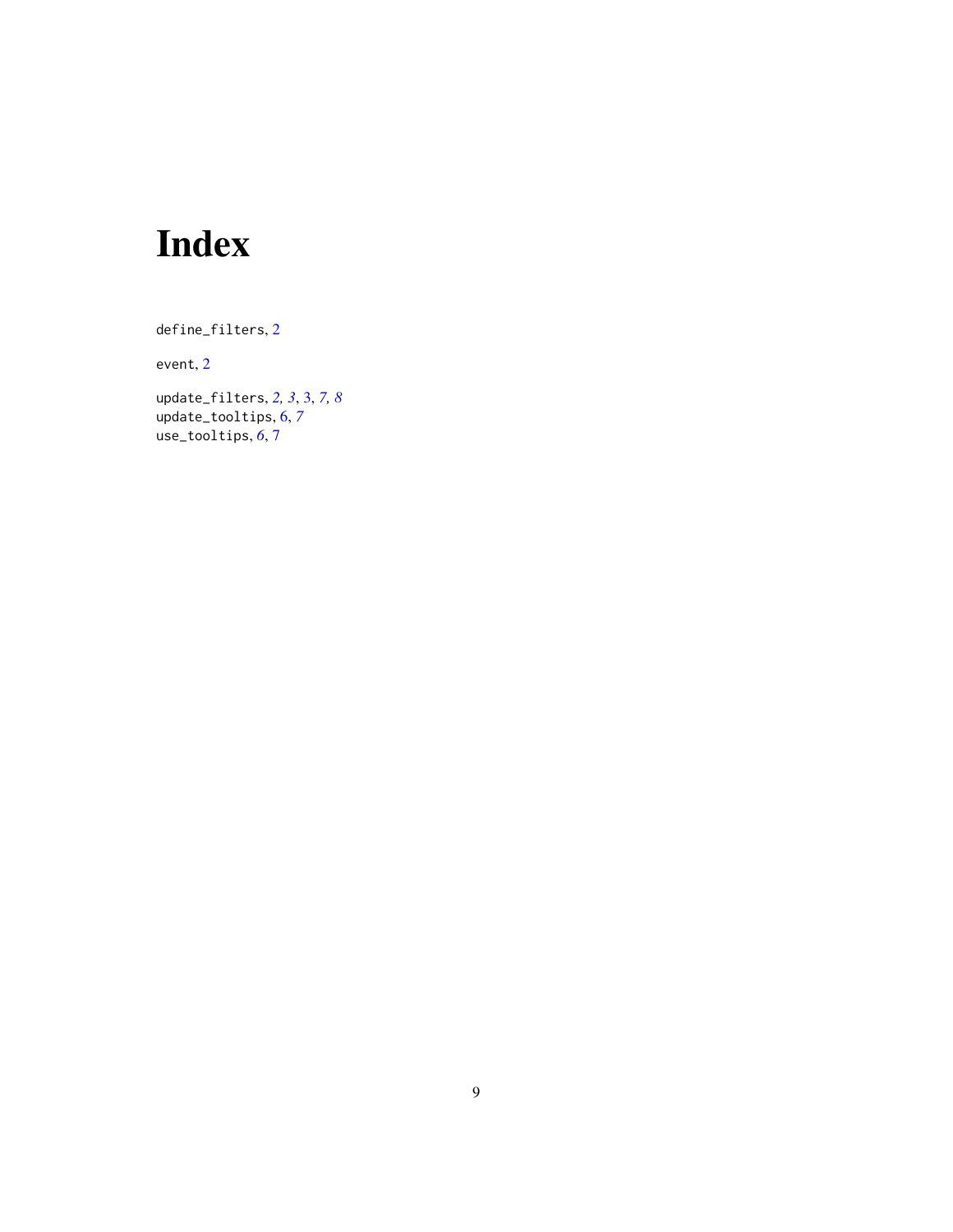# Index

define_filters, 2

event, 2

update_filters, *2, 3*, 3, *7, 8*
update_tooltips, 6, *7*
use_tooltips, *6*, 7